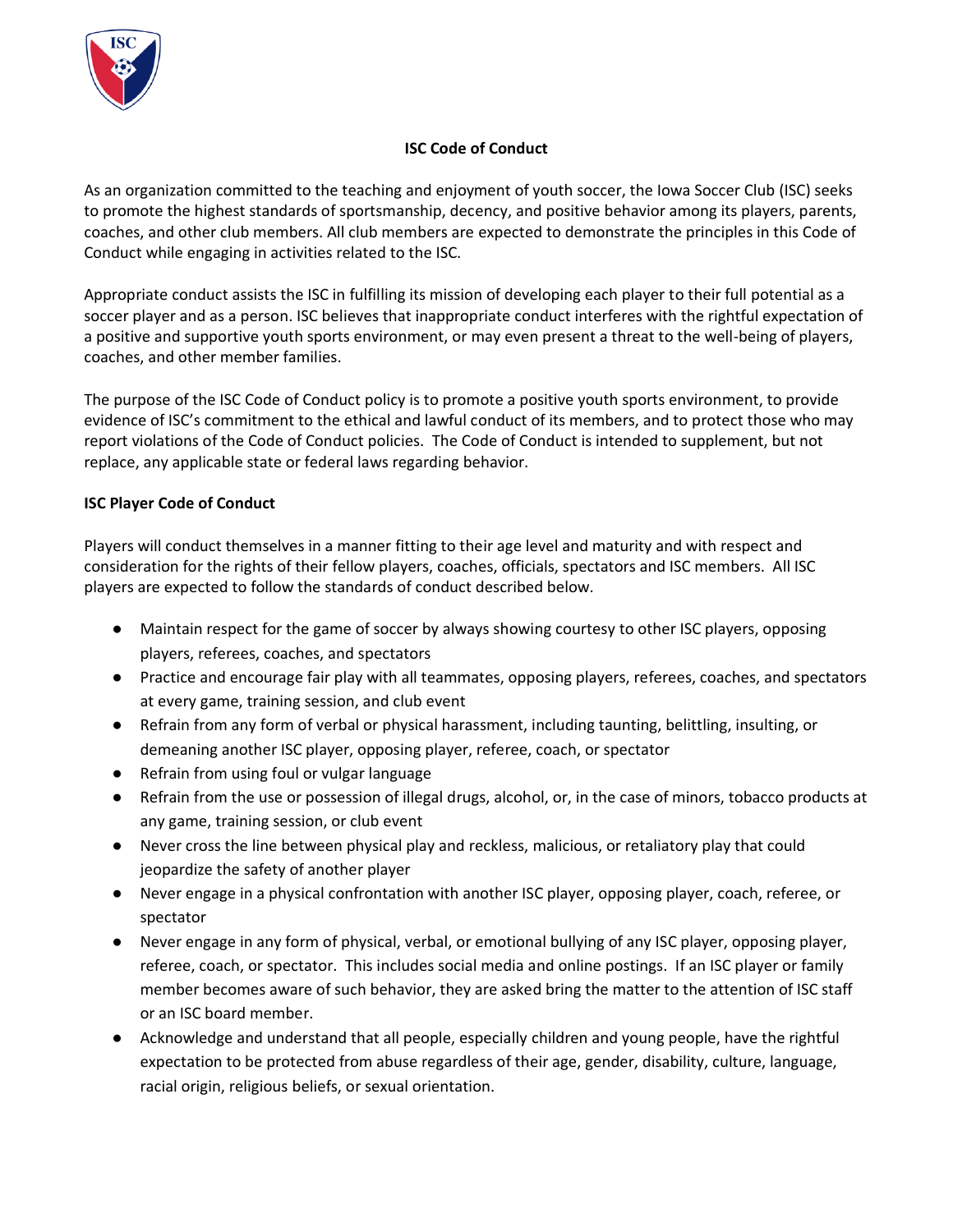# ISC Code of Conduct

As an organization committed to the teaching and enjoyment of youth soccer, the Iowa Soccer Club (ISC) seeks to promote the highest standards of sportsmanship, decency, and positive behavior among its players, parents, coaches, and other club members. All club members are expected to demonstrate the principles in this Code of Conduct while engaging in activities related to the ISC.

Appropriate conduct assists the ISC in fulfilling its mission of developing each player to their full potential as a soccer player and as a person. ISC believes that inappropriate conduct interferes with the rightful expectation of a positive and supportive youth sports environment, or may even present a threat to the well-being of players, coaches, and other member families.

The purpose of the ISC Code of Conduct policy is to promote a positive youth sports environment, to provide evidence of ISC's commitment to the ethical and lawful conduct of its members, and to protect those who may report violations of the Code of Conduct policies. The Code of Conduct is intended to supplement, but not replace, any applicable state or federal laws regarding behavior.

## ISC Player Code of Conduct

Players will conduct themselves in a manner fitting to their age level and maturity and with respect and consideration for the rights of their fellow players, coaches, officials, spectators and ISC members. All ISC players are expected to follow the standards of conduct described below.

- Maintain respect for the game of soccer by always showing courtesy to other ISC players, opposing players, referees, coaches, and spectators
- Practice and encourage fair play with all teammates, opposing players, referees, coaches, and spectators at every game, training session, and club event
- Refrain from any form of verbal or physical harassment, including taunting, belittling, insulting, or demeaning another ISC player, opposing player, referee, coach, or spectator
- Refrain from using foul or vulgar language
- Refrain from the use or possession of illegal drugs, alcohol, or, in the case of minors, tobacco products at any game, training session, or club event
- Never cross the line between physical play and reckless, malicious, or retaliatory play that could jeopardize the safety of another player
- Never engage in a physical confrontation with another ISC player, opposing player, coach, referee, or spectator
- Never engage in any form of physical, verbal, or emotional bullying of any ISC player, opposing player, referee, coach, or spectator. This includes social media and online postings. If an ISC player or family member becomes aware of such behavior, they are asked bring the matter to the attention of ISC staff or an ISC board member.
- Acknowledge and understand that all people, especially children and young people, have the rightful expectation to be protected from abuse regardless of their age, gender, disability, culture, language, racial origin, religious beliefs, or sexual orientation.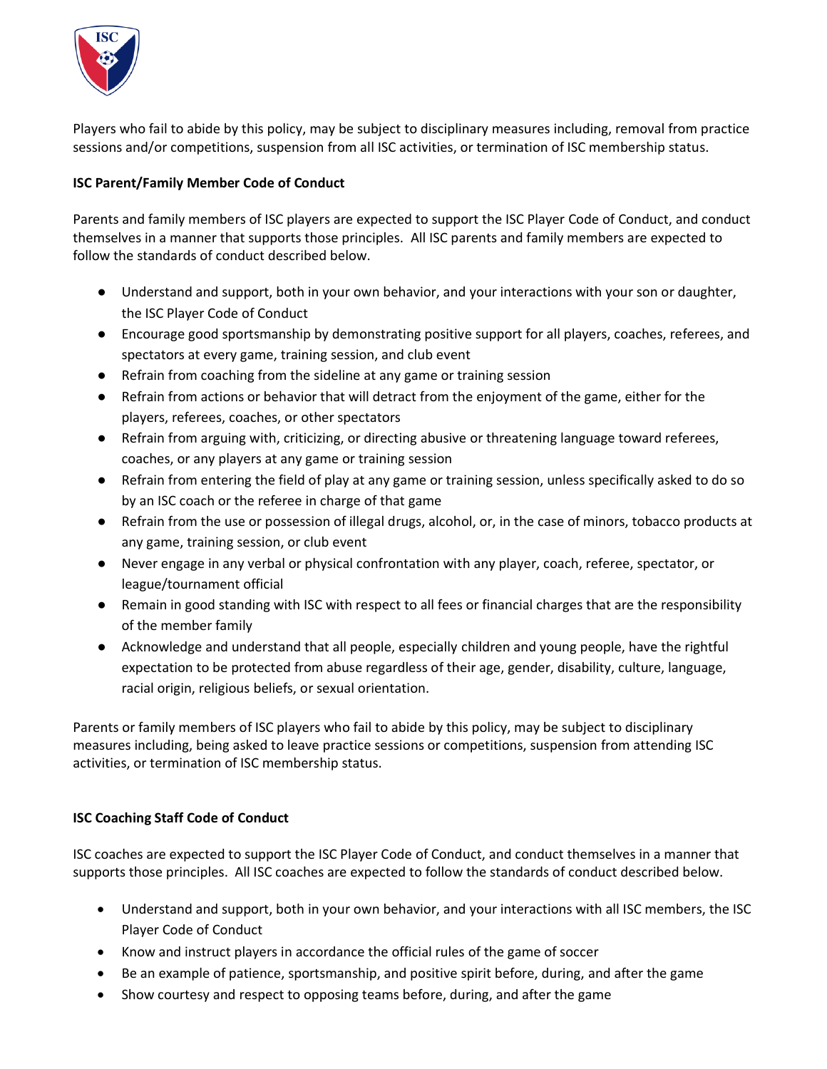Players who fail to abide by this policy, may be subject to disciplinary measures including, removal from practice sessions and/or competitions, suspension from all ISC activities, or termination of ISC membership status.

**ISC Parent/Family Member Code of Conduct**

Parents and family members of ISC players are expected to support the ISC Player Code of Conduct, and conduct themselves in a manner that supports those principles. All ISC parents and family members are expected to follow the standards of conduct described below.

- Understand and support, both in your own behavior, and your interactions with your son or daughter, the ISC Player Code of Conduct
- Encourage good sportsmanship by demonstrating positive support for all players, coaches, referees, and spectators at every game, training session, and club event
- Refrain from coaching from the sideline at any game or training session
- Refrain from actions or behavior that will detract from the enjoyment of the game, either for the players, referees, coaches, or other spectators
- Refrain from arguing with, criticizing, or directing abusive or threatening language toward referees, coaches, or any players at any game or training session
- Refrain from entering the field of play at any game or training session, unless specifically asked to do so by an ISC coach or the referee in charge of that game
- Refrain from the use or possession of illegal drugs, alcohol, or, in the case of minors, tobacco products at any game, training session, or club event
- Never engage in any verbal or physical confrontation with any player, coach, referee, spectator, or league/tournament official
- Remain in good standing with ISC with respect to all fees or financial charges that are the responsibility of the member family
- Acknowledge and understand that all people, especially children and young people, have the rightful expectation to be protected from abuse regardless of their age, gender, disability, culture, language, racial origin, religious beliefs, or sexual orientation.

Parents or family members of ISC players who fail to abide by this policy, may be subject to disciplinary measures including, being asked to leave practice sessions or competitions, suspension from attending ISC activities, or termination of ISC membership status.

**ISC Coaching Staff Code of Conduct**

ISC coaches are expected to support the ISC Player Code of Conduct, and conduct themselves in a manner that supports those principles. All ISC coaches are expected to follow the standards of conduct described below.

- Understand and support, both in your own behavior, and your interactions with all ISC members, the ISC Player Code of Conduct
- Know and instruct players in accordance the official rules of the game of soccer
- Be an example of patience, sportsmanship, and positive spirit before, during, and after the game
- Show courtesy and respect to opposing teams before, during, and after the game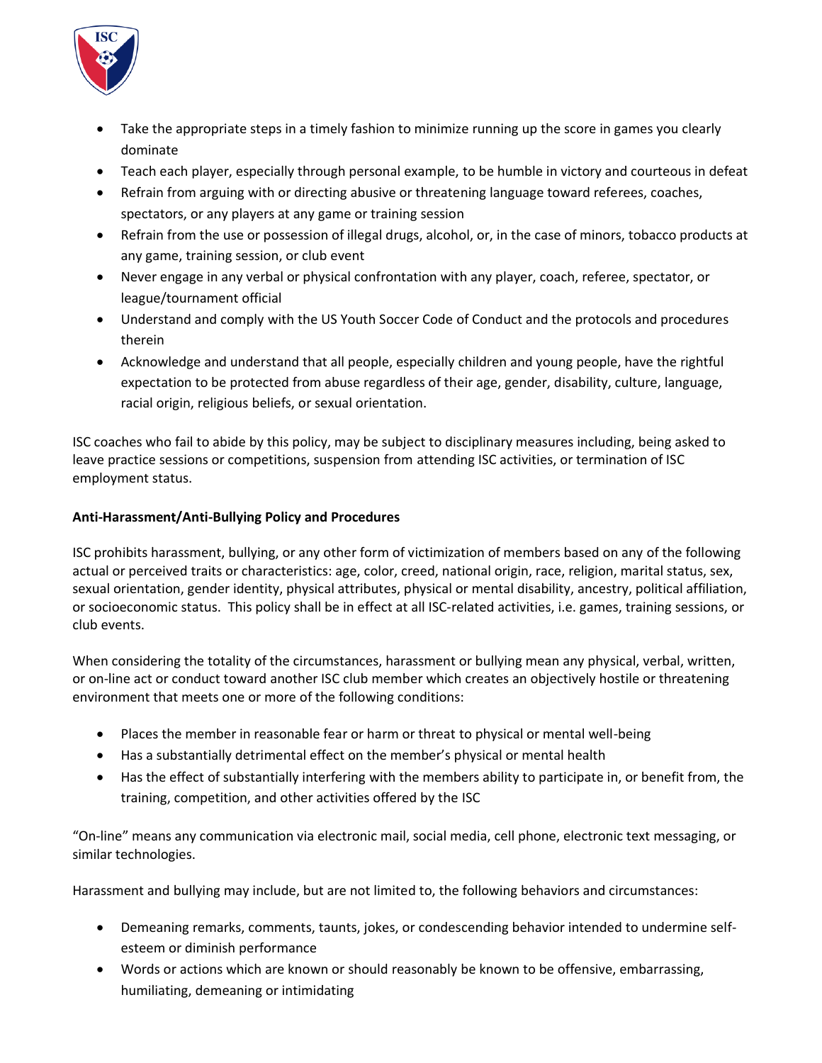- Take the appropriate steps in a timely fashion to minimize running up the score in games you clearly dominate
- Teach each player, especially through personal example, to be humble in victory and courteous in defeat
- Refrain from arguing with or directing abusive or threatening language toward referees, coaches, spectators, or any players at any game or training session
- Refrain from the use or possession of illegal drugs, alcohol, or, in the case of minors, tobacco products at any game, training session, or club event
- Never engage in any verbal or physical confrontation with any player, coach, referee, spectator, or league/tournament official
- Understand and comply with the US Youth Soccer Code of Conduct and the protocols and procedures therein
- Acknowledge and understand that all people, especially children and young people, have the rightful expectation to be protected from abuse regardless of their age, gender, disability, culture, language, racial origin, religious beliefs, or sexual orientation.

ISC coaches who fail to abide by this policy, may be subject to disciplinary measures including, being asked to leave practice sessions or competitions, suspension from attending ISC activities, or termination of ISC employment status.

**Anti-Harassment/Anti-Bullying Policy and Procedures**

ISC prohibits harassment, bullying, or any other form of victimization of members based on any of the following actual or perceived traits or characteristics: age, color, creed, national origin, race, religion, marital status, sex, sexual orientation, gender identity, physical attributes, physical or mental disability, ancestry, political affiliation, or socioeconomic status. This policy shall be in effect at all ISC-related activities, i.e. games, training sessions, or club events.

When considering the totality of the circumstances, harassment or bullying mean any physical, verbal, written, or on-line act or conduct toward another ISC club member which creates an objectively hostile or threatening environment that meets one or more of the following conditions:

- Places the member in reasonable fear or harm or threat to physical or mental well-being
- Has a substantially detrimental effect on the member's physical or mental health
- Has the effect of substantially interfering with the members ability to participate in, or benefit from, the training, competition, and other activities offered by the ISC

"On-line" means any communication via electronic mail, social media, cell phone, electronic text messaging, or similar technologies.

Harassment and bullying may include, but are not limited to, the following behaviors and circumstances:

- Demeaning remarks, comments, taunts, jokes, or condescending behavior intended to undermine self-esteem or diminish performance
- Words or actions which are known or should reasonably be known to be offensive, embarrassing, humiliating, demeaning or intimidating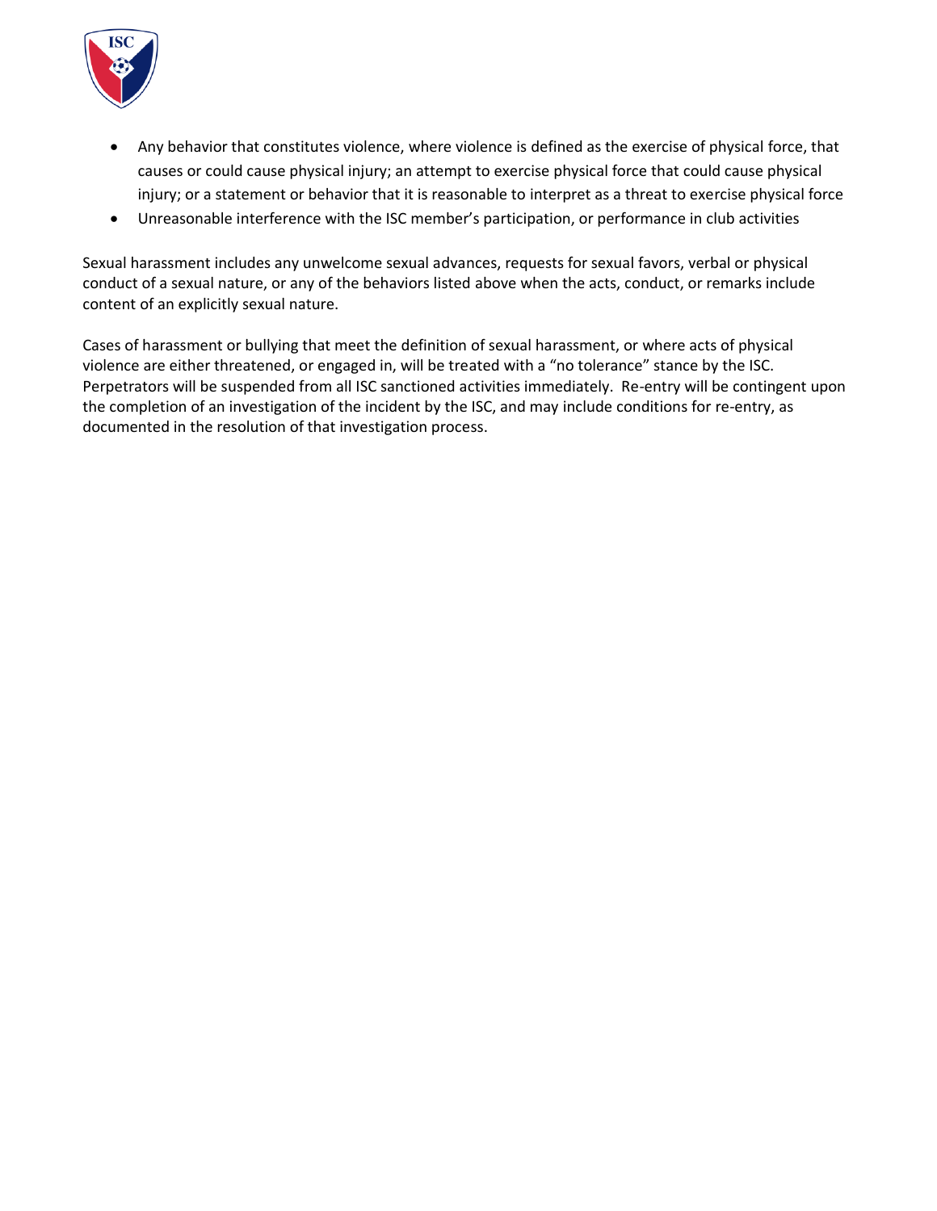- Any behavior that constitutes violence, where violence is defined as the exercise of physical force, that causes or could cause physical injury; an attempt to exercise physical force that could cause physical injury; or a statement or behavior that it is reasonable to interpret as a threat to exercise physical force
- Unreasonable interference with the ISC member's participation, or performance in club activities

Sexual harassment includes any unwelcome sexual advances, requests for sexual favors, verbal or physical conduct of a sexual nature, or any of the behaviors listed above when the acts, conduct, or remarks include content of an explicitly sexual nature.

Cases of harassment or bullying that meet the definition of sexual harassment, or where acts of physical violence are either threatened, or engaged in, will be treated with a "no tolerance" stance by the ISC. Perpetrators will be suspended from all ISC sanctioned activities immediately. Re-entry will be contingent upon the completion of an investigation of the incident by the ISC, and may include conditions for re-entry, as documented in the resolution of that investigation process.